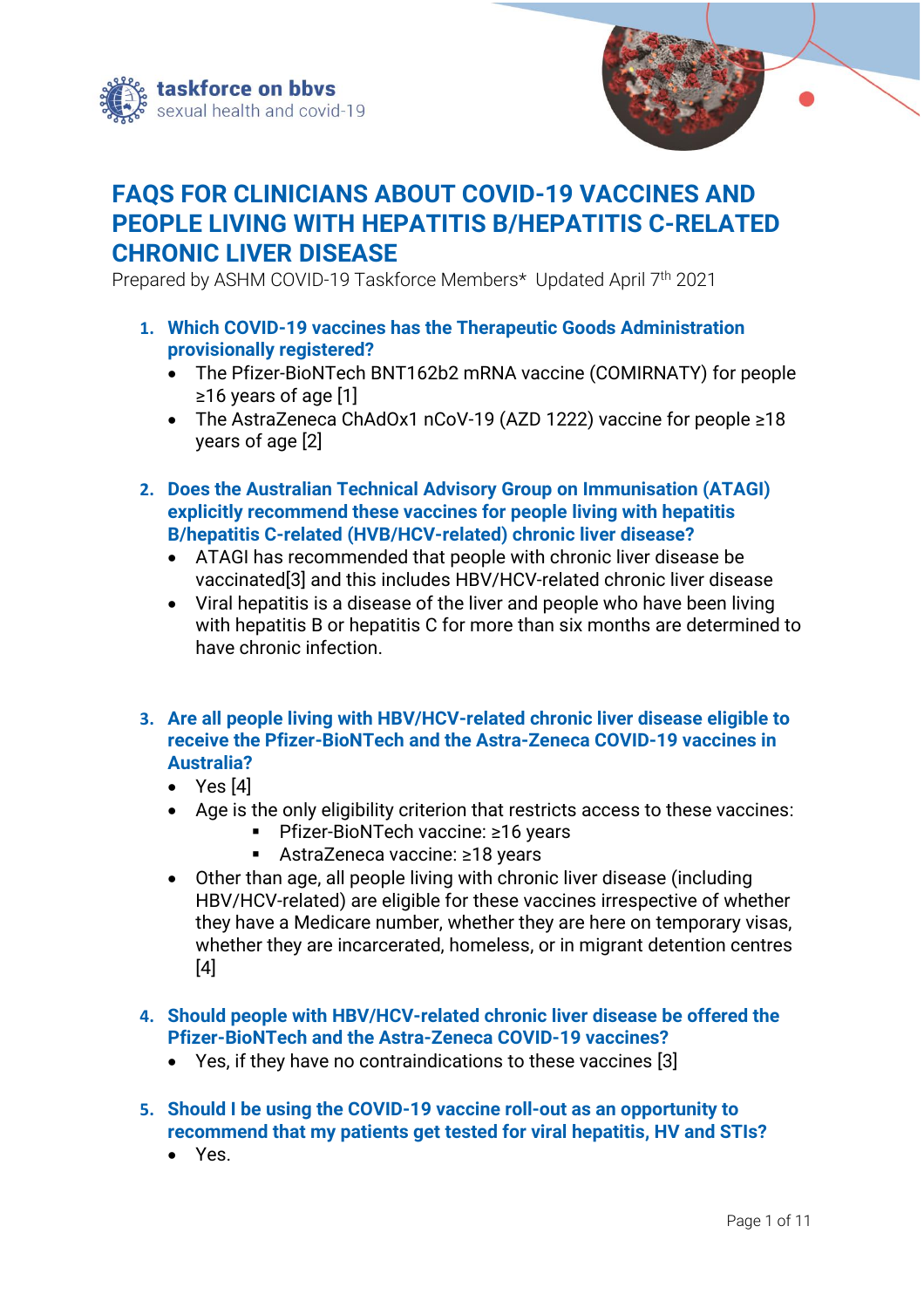taskforce on bbvs
sexual health and covid-19

# FAQS FOR CLINICIANS ABOUT COVID-19 VACCINES AND PEOPLE LIVING WITH HEPATITIS B/HEPATITIS C-RELATED CHRONIC LIVER DISEASE

Prepared by ASHM COVID-19 Taskforce Members* Updated April 7th 2021

1. **Which COVID-19 vaccines has the Therapeutic Goods Administration provisionally registered?**
   - The Pfizer-BioNTech BNT162b2 mRNA vaccine (COMIRNATY) for people ≥16 years of age [1]
   - The AstraZeneca ChAdOx1 nCoV-19 (AZD 1222) vaccine for people ≥18 years of age [2]

2. **Does the Australian Technical Advisory Group on Immunisation (ATAGI) explicitly recommend these vaccines for people living with hepatitis B/hepatitis C-related (HVB/HCV-related) chronic liver disease?**
   - ATAGI has recommended that people with chronic liver disease be vaccinated[3] and this includes HBV/HCV-related chronic liver disease
   - Viral hepatitis is a disease of the liver and people who have been living with hepatitis B or hepatitis C for more than six months are determined to have chronic infection.

3. **Are all people living with HBV/HCV-related chronic liver disease eligible to receive the Pfizer-BioNTech and the Astra-Zeneca COVID-19 vaccines in Australia?**
   - Yes [4]
   - Age is the only eligibility criterion that restricts access to these vaccines:
     - Pfizer-BioNTech vaccine: ≥16 years
     - AstraZeneca vaccine: ≥18 years
   - Other than age, all people living with chronic liver disease (including HBV/HCV-related) are eligible for these vaccines irrespective of whether they have a Medicare number, whether they are here on temporary visas, whether they are incarcerated, homeless, or in migrant detention centres [4]

4. **Should people with HBV/HCV-related chronic liver disease be offered the Pfizer-BioNTech and the Astra-Zeneca COVID-19 vaccines?**
   - Yes, if they have no contraindications to these vaccines [3]

5. **Should I be using the COVID-19 vaccine roll-out as an opportunity to recommend that my patients get tested for viral hepatitis, HV and STIs?**
   - Yes.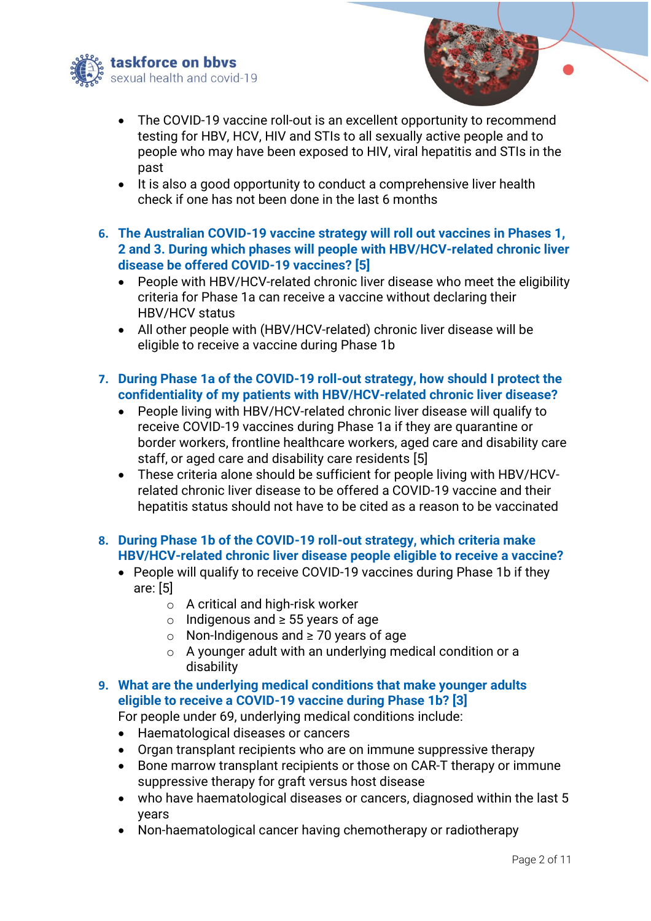- The COVID-19 vaccine roll-out is an excellent opportunity to recommend testing for HBV, HCV, HIV and STIs to all sexually active people and to people who may have been exposed to HIV, viral hepatitis and STIs in the past
- It is also a good opportunity to conduct a comprehensive liver health check if one has not been done in the last 6 months

### 6. The Australian COVID-19 vaccine strategy will roll out vaccines in Phases 1, 2 and 3. During which phases will people with HBV/HCV-related chronic liver disease be offered COVID-19 vaccines? [5]

- People with HBV/HCV-related chronic liver disease who meet the eligibility criteria for Phase 1a can receive a vaccine without declaring their HBV/HCV status
- All other people with (HBV/HCV-related) chronic liver disease will be eligible to receive a vaccine during Phase 1b

### 7. During Phase 1a of the COVID-19 roll-out strategy, how should I protect the confidentiality of my patients with HBV/HCV-related chronic liver disease?

- People living with HBV/HCV-related chronic liver disease will qualify to receive COVID-19 vaccines during Phase 1a if they are quarantine or border workers, frontline healthcare workers, aged care and disability care staff, or aged care and disability care residents [5]
- These criteria alone should be sufficient for people living with HBV/HCV-related chronic liver disease to be offered a COVID-19 vaccine and their hepatitis status should not have to be cited as a reason to be vaccinated

### 8. During Phase 1b of the COVID-19 roll-out strategy, which criteria make HBV/HCV-related chronic liver disease people eligible to receive a vaccine?

- People will qualify to receive COVID-19 vaccines during Phase 1b if they are: [5]
    - A critical and high-risk worker
    - Indigenous and ≥ 55 years of age
    - Non-Indigenous and ≥ 70 years of age
    - A younger adult with an underlying medical condition or a disability

### 9. What are the underlying medical conditions that make younger adults eligible to receive a COVID-19 vaccine during Phase 1b? [3]

For people under 69, underlying medical conditions include:

- Haematological diseases or cancers
- Organ transplant recipients who are on immune suppressive therapy
- Bone marrow transplant recipients or those on CAR-T therapy or immune suppressive therapy for graft versus host disease
- who have haematological diseases or cancers, diagnosed within the last 5 years
- Non-haematological cancer having chemotherapy or radiotherapy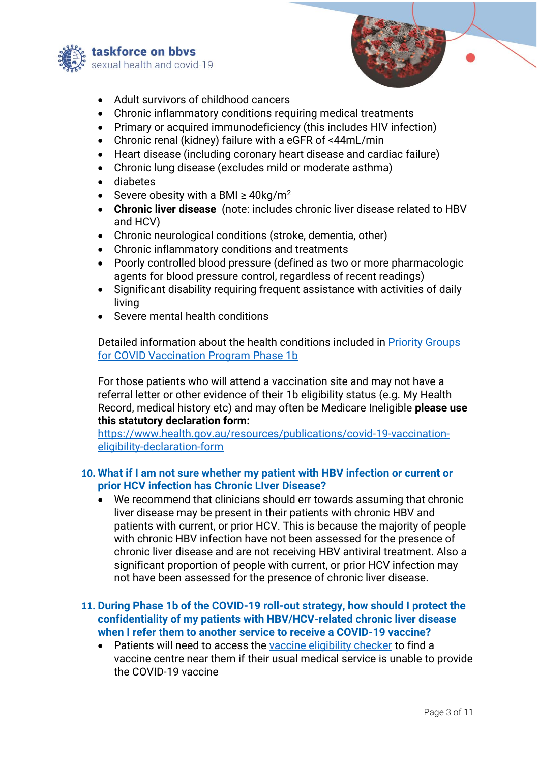- Adult survivors of childhood cancers
- Chronic inflammatory conditions requiring medical treatments
- Primary or acquired immunodeficiency (this includes HIV infection)
- Chronic renal (kidney) failure with a eGFR of <44mL/min
- Heart disease (including coronary heart disease and cardiac failure)
- Chronic lung disease (excludes mild or moderate asthma)
- diabetes
- Severe obesity with a BMI ≥ $40kg/m^2$
- **Chronic liver disease** (note: includes chronic liver disease related to HBV and HCV)
- Chronic neurological conditions (stroke, dementia, other)
- Chronic inflammatory conditions and treatments
- Poorly controlled blood pressure (defined as two or more pharmacologic agents for blood pressure control, regardless of recent readings)
- Significant disability requiring frequent assistance with activities of daily living
- Severe mental health conditions

Detailed information about the health conditions included in [Priority Groups for COVID Vaccination Program Phase 1b]

For those patients who will attend a vaccination site and may not have a referral letter or other evidence of their 1b eligibility status (e.g. My Health Record, medical history etc) and may often be Medicare Ineligible **please use this statutory declaration form:** https://www.health.gov.au/resources/publications/covid-19-vaccination-eligibility-declaration-form

### 10. What if I am not sure whether my patient with HBV infection or current or prior HCV infection has Chronic LIver Disease?

- We recommend that clinicians should err towards assuming that chronic liver disease may be present in their patients with chronic HBV and patients with current, or prior HCV. This is because the majority of people with chronic HBV infection have not been assessed for the presence of chronic liver disease and are not receiving HBV antiviral treatment. Also a significant proportion of people with current, or prior HCV infection may not have been assessed for the presence of chronic liver disease.

### 11. During Phase 1b of the COVID-19 roll-out strategy, how should I protect the confidentiality of my patients with HBV/HCV-related chronic liver disease when I refer them to another service to receive a COVID-19 vaccine?

- Patients will need to access the [vaccine eligibility checker] to find a vaccine centre near them if their usual medical service is unable to provide the COVID-19 vaccine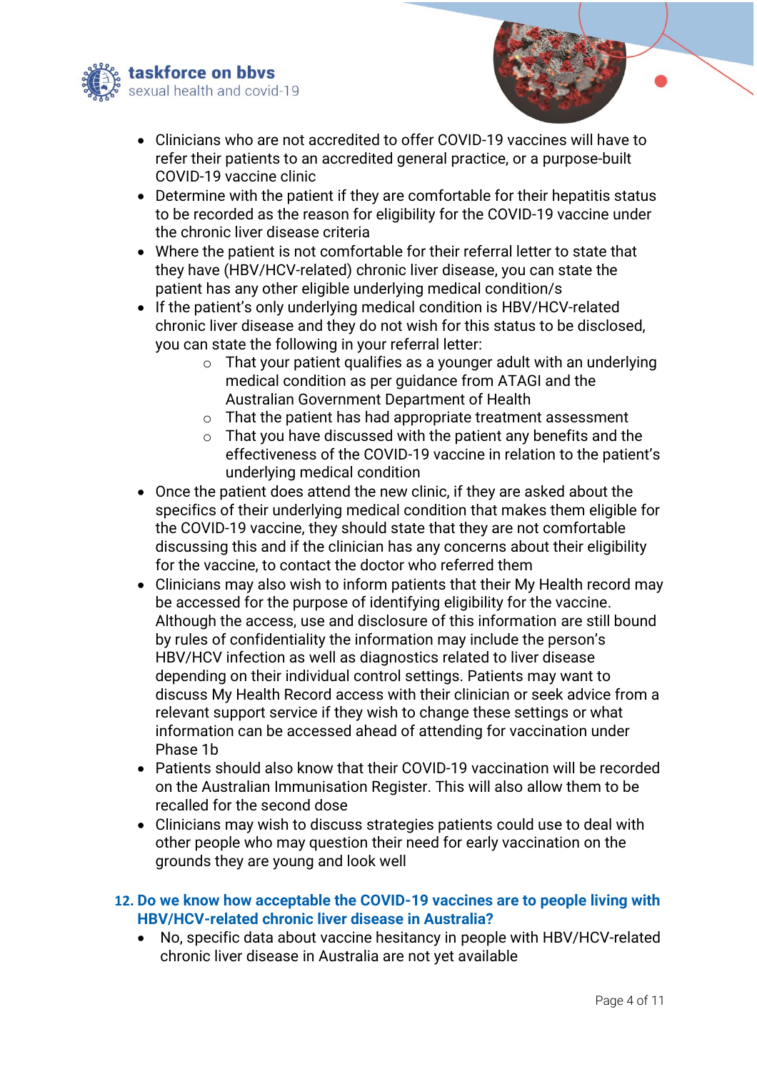- Clinicians who are not accredited to offer COVID-19 vaccines will have to refer their patients to an accredited general practice, or a purpose-built COVID-19 vaccine clinic
- Determine with the patient if they are comfortable for their hepatitis status to be recorded as the reason for eligibility for the COVID-19 vaccine under the chronic liver disease criteria
- Where the patient is not comfortable for their referral letter to state that they have (HBV/HCV-related) chronic liver disease, you can state the patient has any other eligible underlying medical condition/s
- If the patient's only underlying medical condition is HBV/HCV-related chronic liver disease and they do not wish for this status to be disclosed, you can state the following in your referral letter:
    - That your patient qualifies as a younger adult with an underlying medical condition as per guidance from ATAGI and the Australian Government Department of Health
    - That the patient has had appropriate treatment assessment
    - That you have discussed with the patient any benefits and the effectiveness of the COVID-19 vaccine in relation to the patient's underlying medical condition
- Once the patient does attend the new clinic, if they are asked about the specifics of their underlying medical condition that makes them eligible for the COVID-19 vaccine, they should state that they are not comfortable discussing this and if the clinician has any concerns about their eligibility for the vaccine, to contact the doctor who referred them
- Clinicians may also wish to inform patients that their My Health record may be accessed for the purpose of identifying eligibility for the vaccine. Although the access, use and disclosure of this information are still bound by rules of confidentiality the information may include the person's HBV/HCV infection as well as diagnostics related to liver disease depending on their individual control settings. Patients may want to discuss My Health Record access with their clinician or seek advice from a relevant support service if they wish to change these settings or what information can be accessed ahead of attending for vaccination under Phase 1b
- Patients should also know that their COVID-19 vaccination will be recorded on the Australian Immunisation Register. This will also allow them to be recalled for the second dose
- Clinicians may wish to discuss strategies patients could use to deal with other people who may question their need for early vaccination on the grounds they are young and look well

### 12. Do we know how acceptable the COVID-19 vaccines are to people living with HBV/HCV-related chronic liver disease in Australia?

- No, specific data about vaccine hesitancy in people with HBV/HCV-related chronic liver disease in Australia are not yet available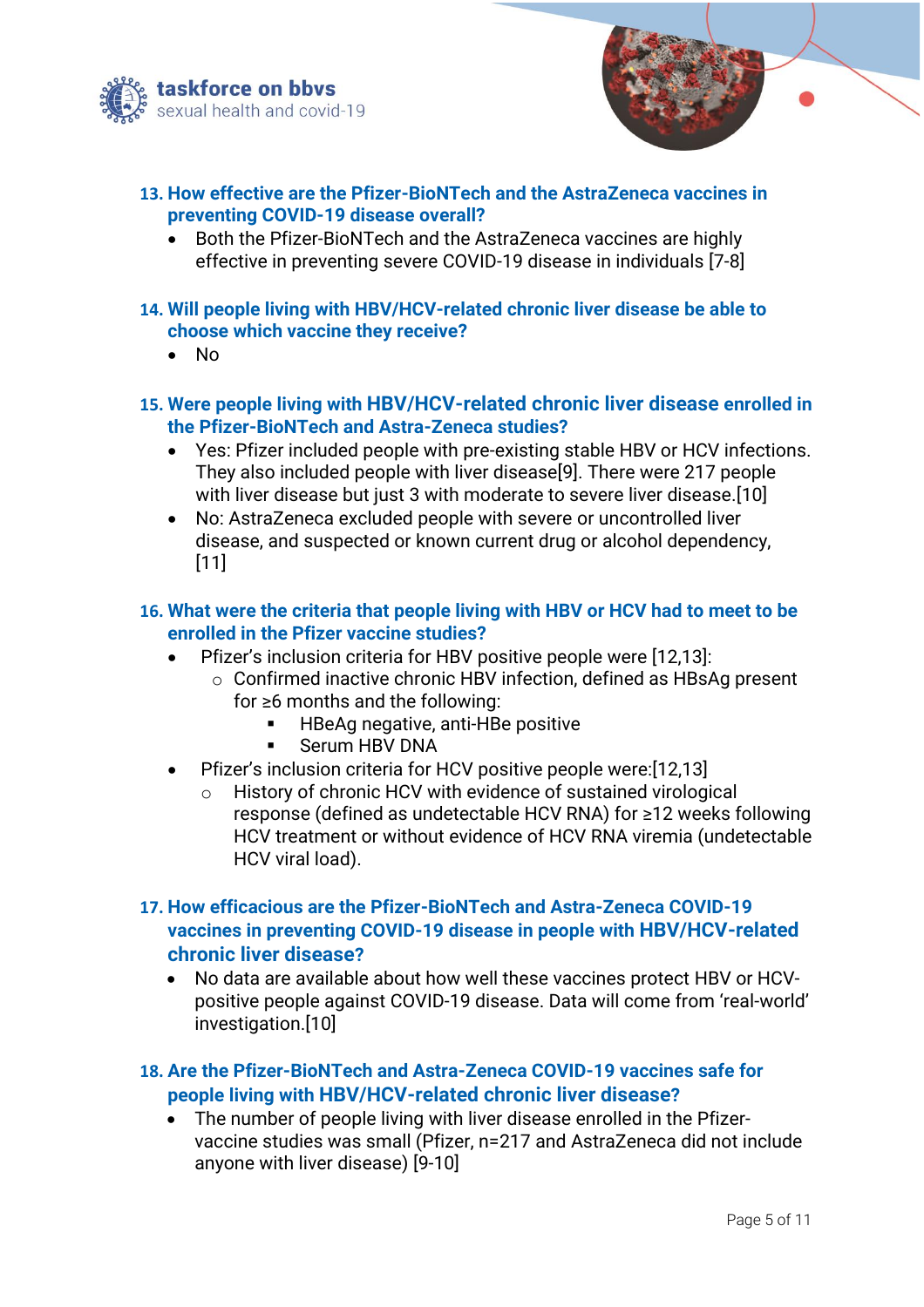### 13. How effective are the Pfizer-BioNTech and the AstraZeneca vaccines in preventing COVID-19 disease overall?

- Both the Pfizer-BioNTech and the AstraZeneca vaccines are highly effective in preventing severe COVID-19 disease in individuals [7-8]

### 14. Will people living with HBV/HCV-related chronic liver disease be able to choose which vaccine they receive?

- No

### 15. Were people living with HBV/HCV-related chronic liver disease enrolled in the Pfizer-BioNTech and Astra-Zeneca studies?

- Yes: Pfizer included people with pre-existing stable HBV or HCV infections. They also included people with liver disease[9]. There were 217 people with liver disease but just 3 with moderate to severe liver disease.[10]
- No: AstraZeneca excluded people with severe or uncontrolled liver disease, and suspected or known current drug or alcohol dependency, [11]

### 16. What were the criteria that people living with HBV or HCV had to meet to be enrolled in the Pfizer vaccine studies?

- Pfizer's inclusion criteria for HBV positive people were [12,13]:
  - Confirmed inactive chronic HBV infection, defined as HBsAg present for ≥6 months and the following:
    - HBeAg negative, anti-HBe positive
    - Serum HBV DNA
- Pfizer's inclusion criteria for HCV positive people were:[12,13]
  - History of chronic HCV with evidence of sustained virological response (defined as undetectable HCV RNA) for ≥12 weeks following HCV treatment or without evidence of HCV RNA viremia (undetectable HCV viral load).

### 17. How efficacious are the Pfizer-BioNTech and Astra-Zeneca COVID-19 vaccines in preventing COVID-19 disease in people with HBV/HCV-related chronic liver disease?

- No data are available about how well these vaccines protect HBV or HCV-positive people against COVID-19 disease. Data will come from 'real-world' investigation.[10]

### 18. Are the Pfizer-BioNTech and Astra-Zeneca COVID-19 vaccines safe for people living with HBV/HCV-related chronic liver disease?

- The number of people living with liver disease enrolled in the Pfizer-vaccine studies was small (Pfizer, n=217 and AstraZeneca did not include anyone with liver disease) [9-10]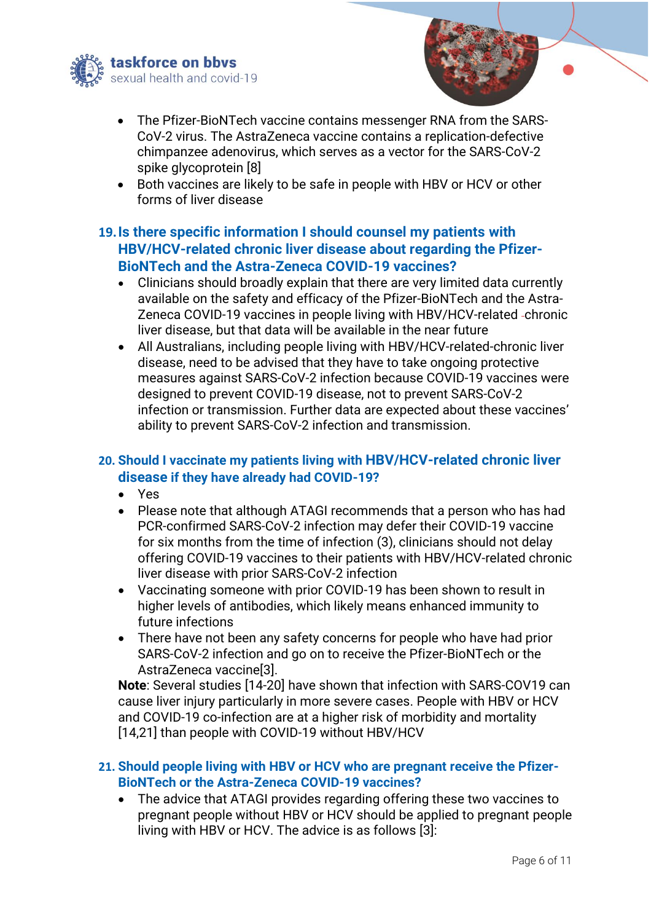- The Pfizer-BioNTech vaccine contains messenger RNA from the SARS-CoV-2 virus. The AstraZeneca vaccine contains a replication-defective chimpanzee adenovirus, which serves as a vector for the SARS-CoV-2 spike glycoprotein [8]
- Both vaccines are likely to be safe in people with HBV or HCV or other forms of liver disease

## 19. Is there specific information I should counsel my patients with HBV/HCV-related chronic liver disease about regarding the Pfizer-BioNTech and the Astra-Zeneca COVID-19 vaccines?

- Clinicians should broadly explain that there are very limited data currently available on the safety and efficacy of the Pfizer-BioNTech and the Astra-Zeneca COVID-19 vaccines in people living with HBV/HCV-related chronic liver disease, but that data will be available in the near future
- All Australians, including people living with HBV/HCV-related-chronic liver disease, need to be advised that they have to take ongoing protective measures against SARS-CoV-2 infection because COVID-19 vaccines were designed to prevent COVID-19 disease, not to prevent SARS-CoV-2 infection or transmission. Further data are expected about these vaccines' ability to prevent SARS-CoV-2 infection and transmission.

## 20. Should I vaccinate my patients living with HBV/HCV-related chronic liver disease if they have already had COVID-19?

- Yes
- Please note that although ATAGI recommends that a person who has had PCR-confirmed SARS-CoV-2 infection may defer their COVID-19 vaccine for six months from the time of infection (3), clinicians should not delay offering COVID-19 vaccines to their patients with HBV/HCV-related chronic liver disease with prior SARS-CoV-2 infection
- Vaccinating someone with prior COVID-19 has been shown to result in higher levels of antibodies, which likely means enhanced immunity to future infections
- There have not been any safety concerns for people who have had prior SARS-CoV-2 infection and go on to receive the Pfizer-BioNTech or the AstraZeneca vaccine[3].

**Note**: Several studies [14-20] have shown that infection with SARS-COV19 can cause liver injury particularly in more severe cases. People with HBV or HCV and COVID-19 co-infection are at a higher risk of morbidity and mortality [14,21] than people with COVID-19 without HBV/HCV

## 21. Should people living with HBV or HCV who are pregnant receive the Pfizer-BioNTech or the Astra-Zeneca COVID-19 vaccines?

- The advice that ATAGI provides regarding offering these two vaccines to pregnant people without HBV or HCV should be applied to pregnant people living with HBV or HCV. The advice is as follows [3]: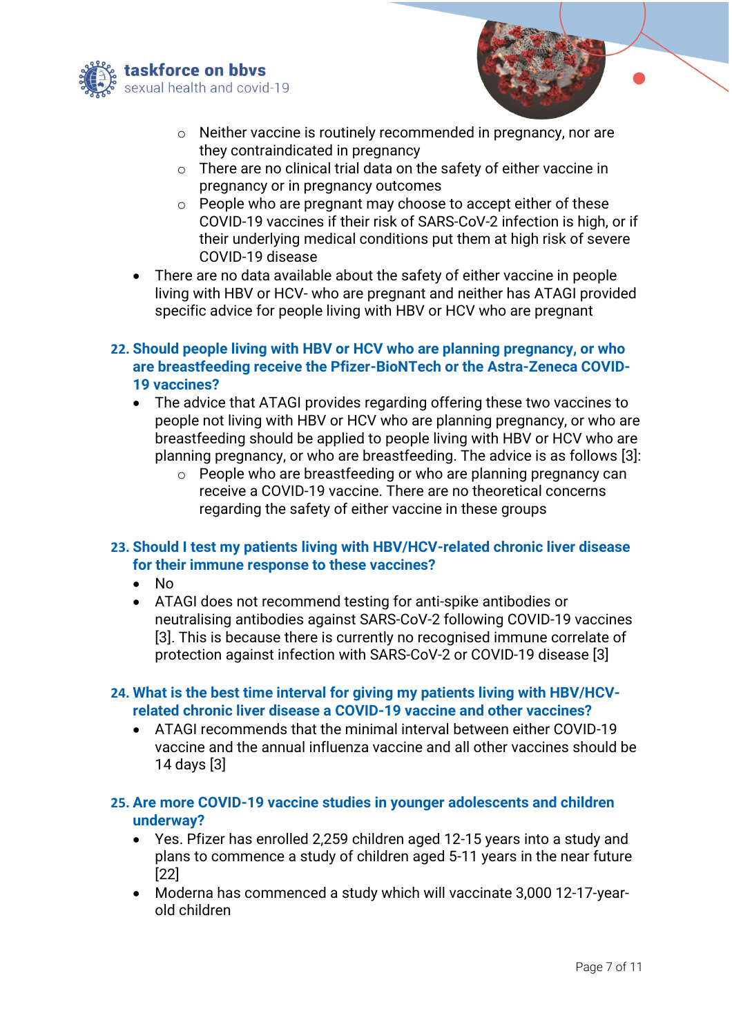- Neither vaccine is routinely recommended in pregnancy, nor are they contraindicated in pregnancy
  - There are no clinical trial data on the safety of either vaccine in pregnancy or in pregnancy outcomes
  - People who are pregnant may choose to accept either of these COVID-19 vaccines if their risk of SARS-CoV-2 infection is high, or if their underlying medical conditions put them at high risk of severe COVID-19 disease
- There are no data available about the safety of either vaccine in people living with HBV or HCV- who are pregnant and neither has ATAGI provided specific advice for people living with HBV or HCV who are pregnant

### 22. Should people living with HBV or HCV who are planning pregnancy, or who are breastfeeding receive the Pfizer-BioNTech or the Astra-Zeneca COVID-19 vaccines?

- The advice that ATAGI provides regarding offering these two vaccines to people not living with HBV or HCV who are planning pregnancy, or who are breastfeeding should be applied to people living with HBV or HCV who are planning pregnancy, or who are breastfeeding. The advice is as follows [3]:
  - People who are breastfeeding or who are planning pregnancy can receive a COVID-19 vaccine. There are no theoretical concerns regarding the safety of either vaccine in these groups

### 23. Should I test my patients living with HBV/HCV-related chronic liver disease for their immune response to these vaccines?

- No
- ATAGI does not recommend testing for anti-spike antibodies or neutralising antibodies against SARS-CoV-2 following COVID-19 vaccines [3]. This is because there is currently no recognised immune correlate of protection against infection with SARS-CoV-2 or COVID-19 disease [3]

### 24. What is the best time interval for giving my patients living with HBV/HCV-related chronic liver disease a COVID-19 vaccine and other vaccines?

- ATAGI recommends that the minimal interval between either COVID-19 vaccine and the annual influenza vaccine and all other vaccines should be 14 days [3]

### 25. Are more COVID-19 vaccine studies in younger adolescents and children underway?

- Yes. Pfizer has enrolled 2,259 children aged 12-15 years into a study and plans to commence a study of children aged 5-11 years in the near future [22]
- Moderna has commenced a study which will vaccinate 3,000 12-17-year-old children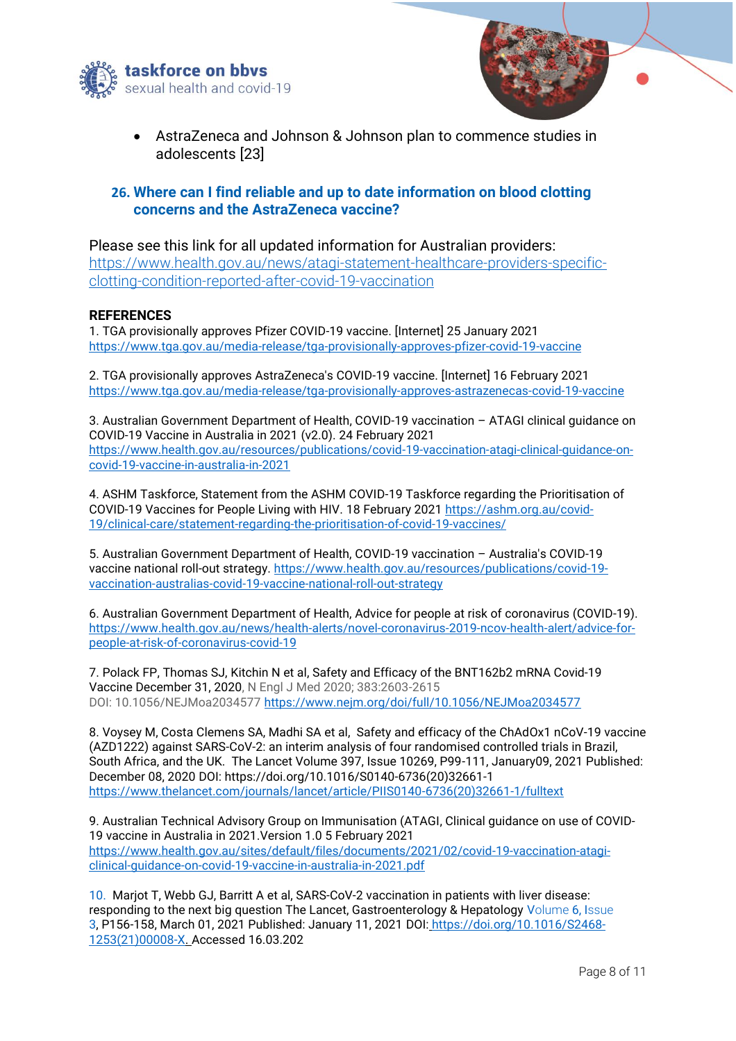- AstraZeneca and Johnson & Johnson plan to commence studies in adolescents [23]

### 26. Where can I find reliable and up to date information on blood clotting concerns and the AstraZeneca vaccine?

Please see this link for all updated information for Australian providers: https://www.health.gov.au/news/atagi-statement-healthcare-providers-specific-clotting-condition-reported-after-covid-19-vaccination

**REFERENCES**

1. TGA provisionally approves Pfizer COVID-19 vaccine. [Internet] 25 January 2021 https://www.tga.gov.au/media-release/tga-provisionally-approves-pfizer-covid-19-vaccine

2. TGA provisionally approves AstraZeneca's COVID-19 vaccine. [Internet] 16 February 2021 https://www.tga.gov.au/media-release/tga-provisionally-approves-astrazenecas-covid-19-vaccine

3. Australian Government Department of Health, COVID-19 vaccination – ATAGI clinical guidance on COVID-19 Vaccine in Australia in 2021 (v2.0). 24 February 2021 https://www.health.gov.au/resources/publications/covid-19-vaccination-atagi-clinical-guidance-on-covid-19-vaccine-in-australia-in-2021

4. ASHM Taskforce, Statement from the ASHM COVID-19 Taskforce regarding the Prioritisation of COVID-19 Vaccines for People Living with HIV. 18 February 2021 https://ashm.org.au/covid-19/clinical-care/statement-regarding-the-prioritisation-of-covid-19-vaccines/

5. Australian Government Department of Health, COVID-19 vaccination – Australia's COVID-19 vaccine national roll-out strategy. https://www.health.gov.au/resources/publications/covid-19-vaccination-australias-covid-19-vaccine-national-roll-out-strategy

6. Australian Government Department of Health, Advice for people at risk of coronavirus (COVID-19). https://www.health.gov.au/news/health-alerts/novel-coronavirus-2019-ncov-health-alert/advice-for-people-at-risk-of-coronavirus-covid-19

7. Polack FP, Thomas SJ, Kitchin N et al, Safety and Efficacy of the BNT162b2 mRNA Covid-19 Vaccine December 31, 2020, N Engl J Med 2020; 383:2603-2615 DOI: 10.1056/NEJMoa2034577 https://www.nejm.org/doi/full/10.1056/NEJMoa2034577

8. Voysey M, Costa Clemens SA, Madhi SA et al, Safety and efficacy of the ChAdOx1 nCoV-19 vaccine (AZD1222) against SARS-CoV-2: an interim analysis of four randomised controlled trials in Brazil, South Africa, and the UK. The Lancet Volume 397, Issue 10269, P99-111, January09, 2021 Published: December 08, 2020 DOI: https://doi.org/10.1016/S0140-6736(20)32661-1 https://www.thelancet.com/journals/lancet/article/PIIS0140-6736(20)32661-1/fulltext

9. Australian Technical Advisory Group on Immunisation (ATAGI, Clinical guidance on use of COVID-19 vaccine in Australia in 2021.Version 1.0 5 February 2021 https://www.health.gov.au/sites/default/files/documents/2021/02/covid-19-vaccination-atagi-clinical-guidance-on-covid-19-vaccine-in-australia-in-2021.pdf

10. Marjot T, Webb GJ, Barritt A et al, SARS-CoV-2 vaccination in patients with liver disease: responding to the next big question The Lancet, Gastroenterology & Hepatology Volume 6, Issue 3, P156-158, March 01, 2021 Published: January 11, 2021 DOI: https://doi.org/10.1016/S2468-1253(21)00008-X. Accessed 16.03.202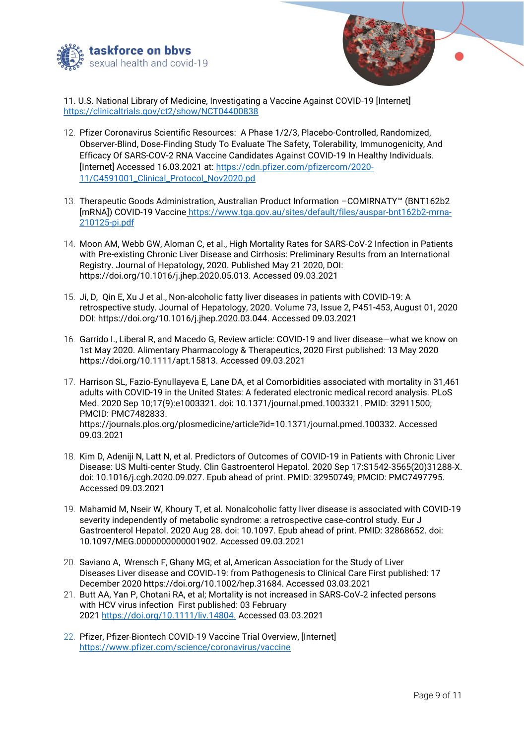11. U.S. National Library of Medicine, Investigating a Vaccine Against COVID-19 [Internet] https://clinicaltrials.gov/ct2/show/NCT04400838

12. Pfizer Coronavirus Scientific Resources: A Phase 1/2/3, Placebo-Controlled, Randomized, Observer-Blind, Dose-Finding Study To Evaluate The Safety, Tolerability, Immunogenicity, And Efficacy Of SARS-COV-2 RNA Vaccine Candidates Against COVID-19 In Healthy Individuals. [Internet] Accessed 16.03.2021 at: https://cdn.pfizer.com/pfizercom/2020-11/C4591001_Clinical_Protocol_Nov2020.pd

13. Therapeutic Goods Administration, Australian Product Information –COMIRNATY™ (BNT162b2 [mRNA]) COVID-19 Vaccine https://www.tga.gov.au/sites/default/files/auspar-bnt162b2-mrna-210125-pi.pdf

14. Moon AM, Webb GW, Aloman C, et al., High Mortality Rates for SARS-CoV-2 Infection in Patients with Pre-existing Chronic Liver Disease and Cirrhosis: Preliminary Results from an International Registry. Journal of Hepatology, 2020. Published May 21 2020, DOI: https://doi.org/10.1016/j.jhep.2020.05.013. Accessed 09.03.2021

15. Ji, D, Qin E, Xu J et al., Non-alcoholic fatty liver diseases in patients with COVID-19: A retrospective study. Journal of Hepatology, 2020. Volume 73, Issue 2, P451-453, August 01, 2020 DOI: https://doi.org/10.1016/j.jhep.2020.03.044. Accessed 09.03.2021

16. Garrido I., Liberal R, and Macedo G, Review article: COVID-19 and liver disease—what we know on 1st May 2020. Alimentary Pharmacology & Therapeutics, 2020 First published: 13 May 2020 https://doi.org/10.1111/apt.15813. Accessed 09.03.2021

17. Harrison SL, Fazio-Eynullayeva E, Lane DA, et al Comorbidities associated with mortality in 31,461 adults with COVID-19 in the United States: A federated electronic medical record analysis. PLoS Med. 2020 Sep 10;17(9):e1003321. doi: 10.1371/journal.pmed.1003321. PMID: 32911500; PMCID: PMC7482833. https://journals.plos.org/plosmedicine/article?id=10.1371/journal.pmed.100332. Accessed 09.03.2021

18. Kim D, Adeniji N, Latt N, et al. Predictors of Outcomes of COVID-19 in Patients with Chronic Liver Disease: US Multi-center Study. Clin Gastroenterol Hepatol. 2020 Sep 17:S1542-3565(20)31288-X. doi: 10.1016/j.cgh.2020.09.027. Epub ahead of print. PMID: 32950749; PMCID: PMC7497795. Accessed 09.03.2021

19. Mahamid M, Nseir W, Khoury T, et al. Nonalcoholic fatty liver disease is associated with COVID-19 severity independently of metabolic syndrome: a retrospective case-control study. Eur J Gastroenterol Hepatol. 2020 Aug 28. doi: 10.1097. Epub ahead of print. PMID: 32868652. doi: 10.1097/MEG.0000000000001902. Accessed 09.03.2021

20. Saviano A, Wrensch F, Ghany MG; et al, American Association for the Study of Liver Diseases Liver disease and COVID-19: from Pathogenesis to Clinical Care First published: 17 December 2020 https://doi.org/10.1002/hep.31684. Accessed 03.03.2021

21. Butt AA, Yan P, Chotani RA, et al; Mortality is not increased in SARS-CoV-2 infected persons with HCV virus infection First published: 03 February 2021 https://doi.org/10.1111/liv.14804. Accessed 03.03.2021

22. Pfizer, Pfizer-Biontech COVID-19 Vaccine Trial Overview, [Internet] https://www.pfizer.com/science/coronavirus/vaccine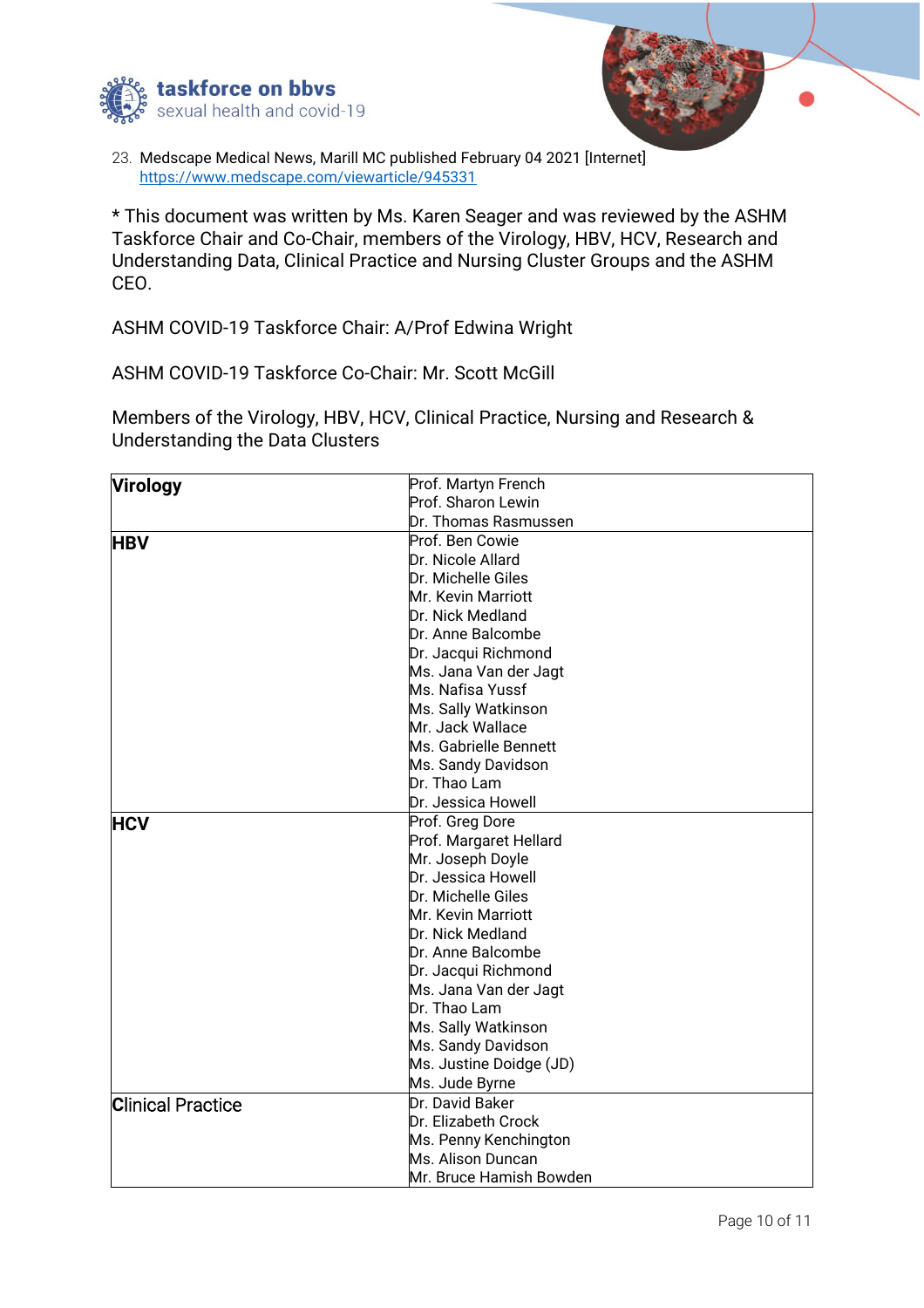23. Medscape Medical News, Marill MC published February 04 2021 [Internet] https://www.medscape.com/viewarticle/945331

* This document was written by Ms. Karen Seager and was reviewed by the ASHM Taskforce Chair and Co-Chair, members of the Virology, HBV, HCV, Research and Understanding Data, Clinical Practice and Nursing Cluster Groups and the ASHM CEO.

ASHM COVID-19 Taskforce Chair: A/Prof Edwina Wright

ASHM COVID-19 Taskforce Co-Chair: Mr. Scott McGill

Members of the Virology, HBV, HCV, Clinical Practice, Nursing and Research & Understanding the Data Clusters

| | |
|---|---|
| **Virology** | Prof. Martyn French<br>Prof. Sharon Lewin<br>Dr. Thomas Rasmussen |
| **HBV** | Prof. Ben Cowie<br>Dr. Nicole Allard<br>Dr. Michelle Giles<br>Mr. Kevin Marriott<br>Dr. Nick Medland<br>Dr. Anne Balcombe<br>Dr. Jacqui Richmond<br>Ms. Jana Van der Jagt<br>Ms. Nafisa Yussf<br>Ms. Sally Watkinson<br>Mr. Jack Wallace<br>Ms. Gabrielle Bennett<br>Ms. Sandy Davidson<br>Dr. Thao Lam<br>Dr. Jessica Howell |
| **HCV** | Prof. Greg Dore<br>Prof. Margaret Hellard<br>Mr. Joseph Doyle<br>Dr. Jessica Howell<br>Dr. Michelle Giles<br>Mr. Kevin Marriott<br>Dr. Nick Medland<br>Dr. Anne Balcombe<br>Dr. Jacqui Richmond<br>Ms. Jana Van der Jagt<br>Dr. Thao Lam<br>Ms. Sally Watkinson<br>Ms. Sandy Davidson<br>Ms. Justine Doidge (JD)<br>Ms. Jude Byrne |
| Clinical Practice | Dr. David Baker<br>Dr. Elizabeth Crock<br>Ms. Penny Kenchington<br>Ms. Alison Duncan<br>Mr. Bruce Hamish Bowden |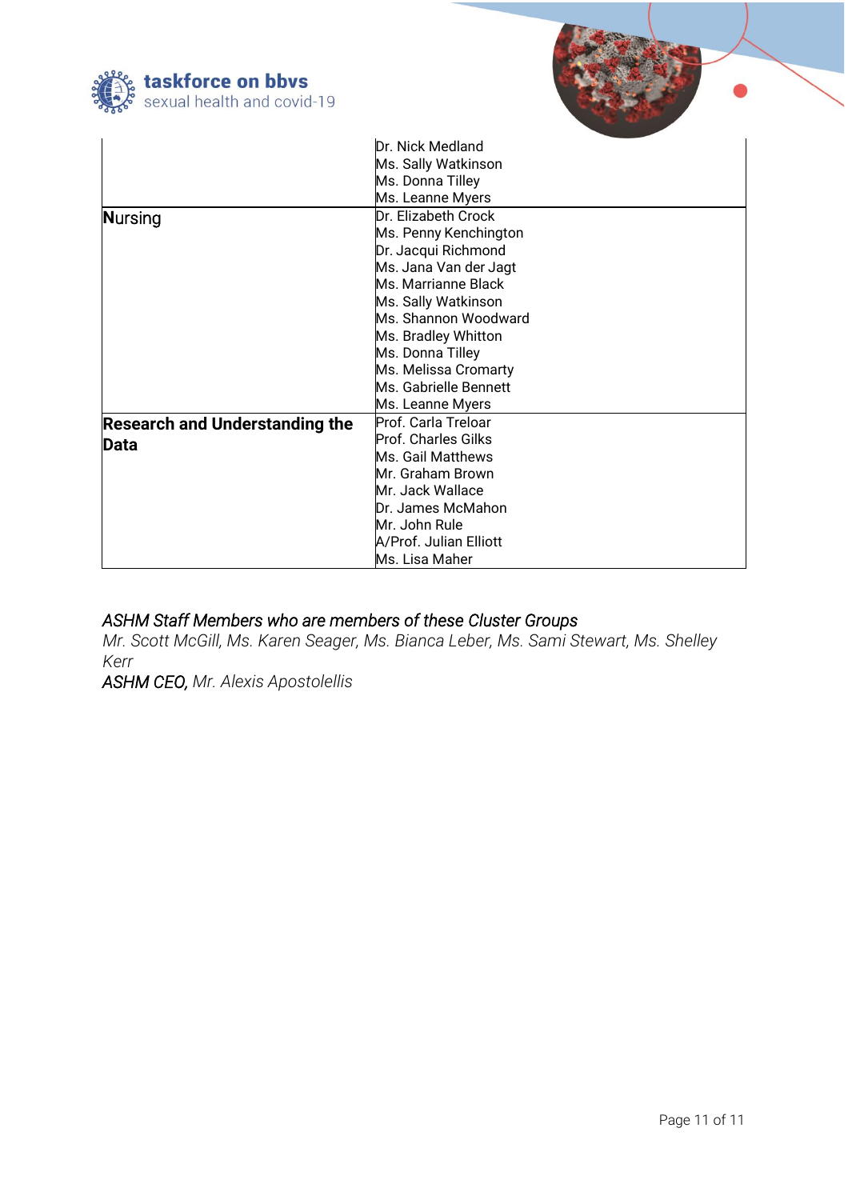| | |
|---|---|
| | Dr. Nick Medland<br>Ms. Sally Watkinson<br>Ms. Donna Tilley<br>Ms. Leanne Myers |
| **Nursing** | Dr. Elizabeth Crock<br>Ms. Penny Kenchington<br>Dr. Jacqui Richmond<br>Ms. Jana Van der Jagt<br>Ms. Marrianne Black<br>Ms. Sally Watkinson<br>Ms. Shannon Woodward<br>Ms. Bradley Whitton<br>Ms. Donna Tilley<br>Ms. Melissa Cromarty<br>Ms. Gabrielle Bennett<br>Ms. Leanne Myers |
| **Research and Understanding the Data** | Prof. Carla Treloar<br>Prof. Charles Gilks<br>Ms. Gail Matthews<br>Mr. Graham Brown<br>Mr. Jack Wallace<br>Dr. James McMahon<br>Mr. John Rule<br>A/Prof. Julian Elliott<br>Ms. Lisa Maher |

*ASHM Staff Members who are members of these Cluster Groups*
*Mr. Scott McGill, Ms. Karen Seager, Ms. Bianca Leber, Ms. Sami Stewart, Ms. Shelley Kerr*
*ASHM CEO, Mr. Alexis Apostolellis*